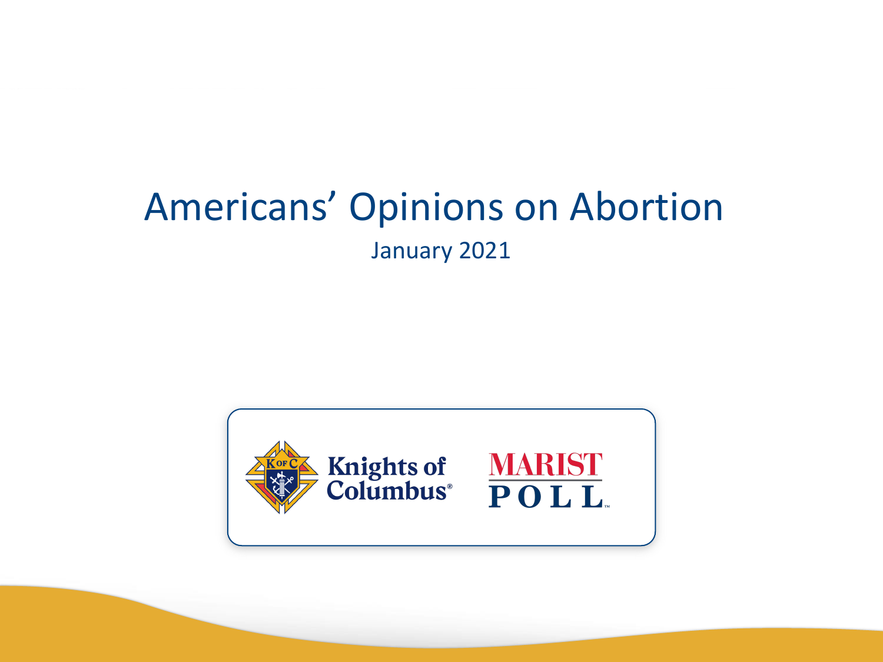# Americans' Opinions on Abortion

January 2021

Knights of Columbus

MARIST POLL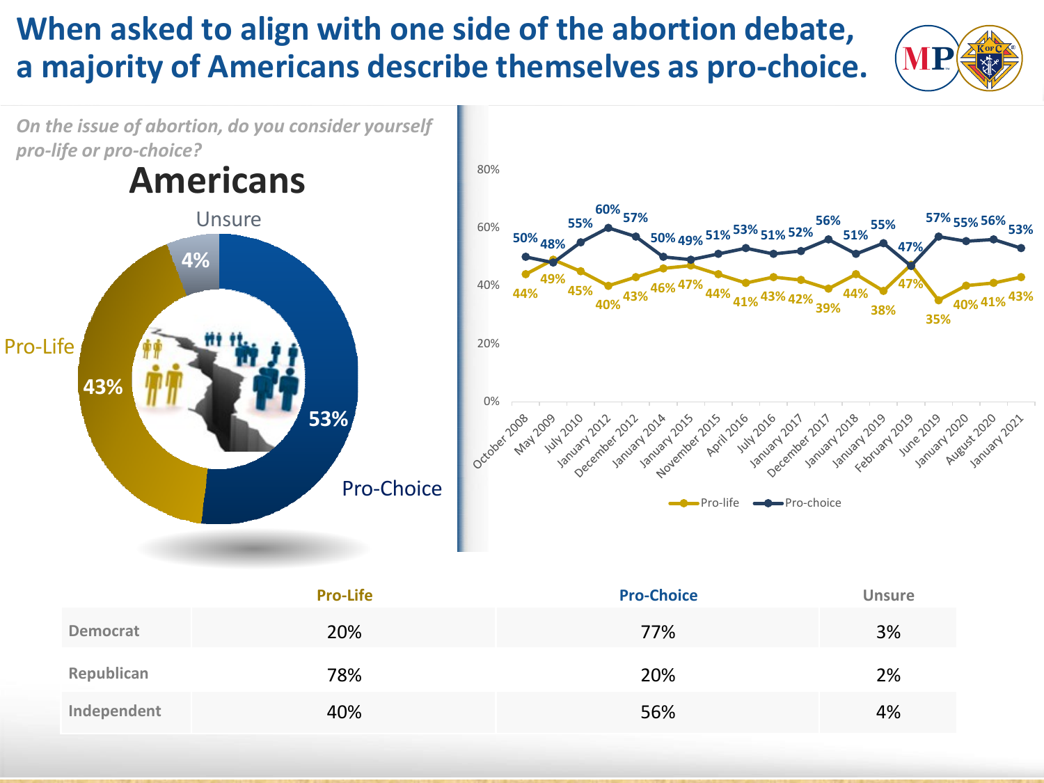# When asked to align with one side of the abortion debate, a majority of Americans describe themselves as pro-choice.

*On the issue of abortion, do you consider yourself pro-life or pro-choice?*

Americans

Unsure 4%

Pro-Life 43%

Pro-Choice 53%

80%
60%
40%
20%
0%

October 2008, May 2009, July 2010, January 2012, December 2012, January 2014, January 2015, November 2015, April 2016, July 2016, January 2017, December 2017, January 2018, January 2019, February 2019, June 2019, January 2020, August 2020, January 2021

Pro-choice: 50%, 48%, 55%, 60%, 57%, 50%, 49%, 51%, 53%, 51%, 52%, 56%, 51%, 55%, 47%, 57%, 55%, 56%, 53%

Pro-life: 44%, 49%, 45%, 40%, 43%, 46%, 47%, 44%, 41%, 43%, 42%, 39%, 44%, 38%, 47%, 35%, 40%, 41%, 43%

Pro-life
Pro-choice

| | Pro-Life | Pro-Choice | Unsure |
|---|---|---|---|
| Democrat | 20% | 77% | 3% |
| Republican | 78% | 20% | 2% |
| Independent | 40% | 56% | 4% |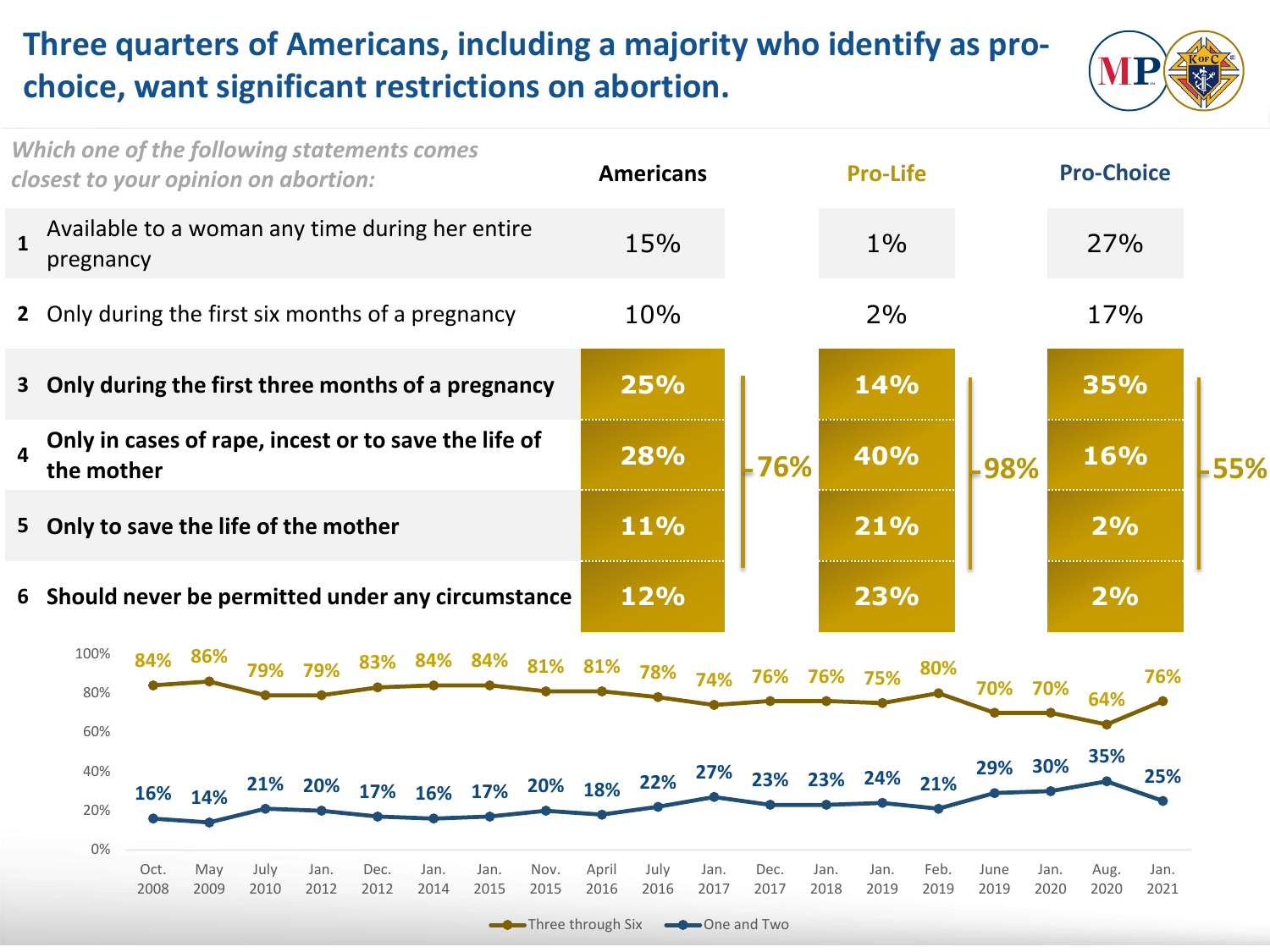# Three quarters of Americans, including a majority who identify as pro-choice, want significant restrictions on abortion.

*Which one of the following statements comes closest to your opinion on abortion:*

| | | Americans | Pro-Life | Pro-Choice |
|---|---|---|---|---|
| 1 | Available to a woman any time during her entire pregnancy | 15% | 1% | 27% |
| 2 | Only during the first six months of a pregnancy | 10% | 2% | 17% |
| 3 | **Only during the first three months of a pregnancy** | **25%** | **14%** | **35%** |
| 4 | **Only in cases of rape, incest or to save the life of the mother** | **28%** | **40%** | **16%** |
| 5 | **Only to save the life of the mother** | **11%** | **21%** | **2%** |
| 6 | **Should never be permitted under any circumstance** | **12%** | **23%** | **2%** |

76% | 98% | 55%

100%
80%
60%
40%
20%
0%

Three through Six: 84% 86% 79% 79% 83% 84% 84% 81% 81% 78% 74% 76% 76% 75% 80% 70% 70% 64% 76%

One and Two: 16% 14% 21% 20% 17% 16% 17% 20% 18% 22% 27% 23% 23% 24% 21% 29% 30% 35% 25%

Oct. 2008, May 2009, July 2010, Jan. 2012, Dec. 2012, Jan. 2014, Jan. 2015, Nov. 2015, April 2016, July 2016, Jan. 2017, Dec. 2017, Jan. 2018, Jan. 2019, Feb. 2019, June 2019, Jan. 2020, Aug. 2020, Jan. 2021

Three through Six — One and Two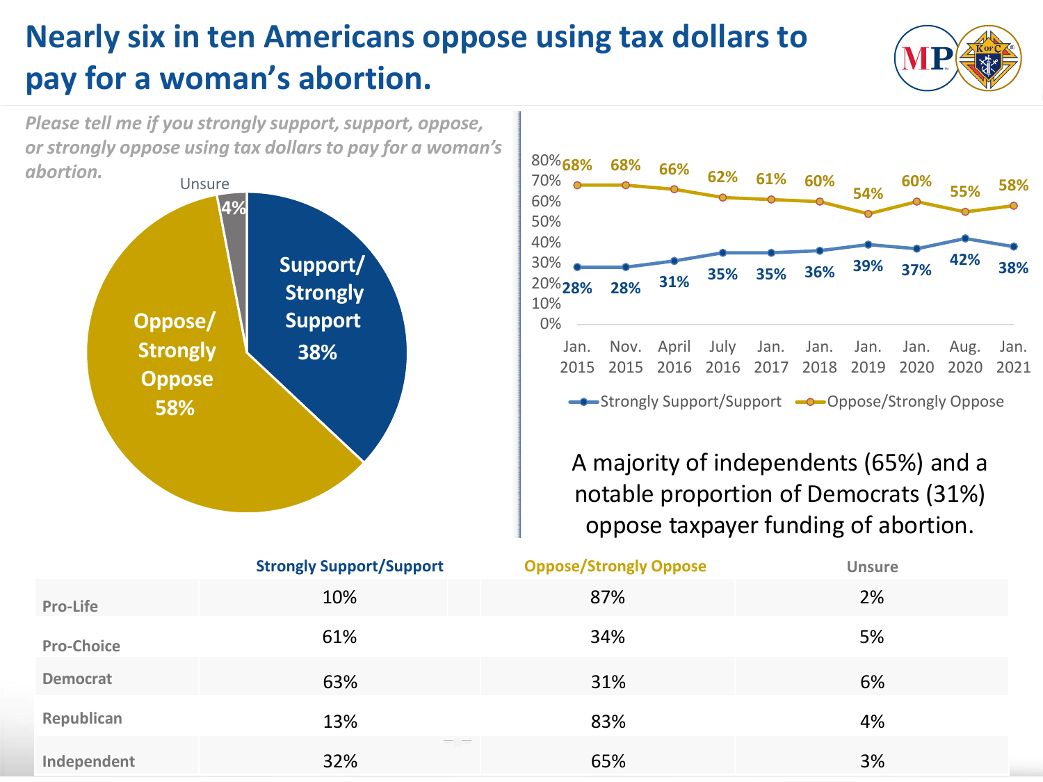# Nearly six in ten Americans oppose using tax dollars to pay for a woman's abortion.

*Please tell me if you strongly support, support, oppose, or strongly oppose using tax dollars to pay for a woman's abortion.*

Unsure
4%
Support/ Strongly Support 38%
Oppose/ Strongly Oppose 58%

80%
70%
60%
50%
40%
30%
20%
10%
0%

68% 68% 66% 62% 61% 60% 54% 60% 55% 58%
28% 28% 31% 35% 35% 36% 39% 37% 42% 38%

Jan. 2015 | Nov. 2015 | April 2016 | July 2016 | Jan. 2017 | Jan. 2018 | Jan. 2019 | Jan. 2020 | Aug. 2020 | Jan. 2021

Strongly Support/Support — Oppose/Strongly Oppose

A majority of independents (65%) and a notable proportion of Democrats (31%) oppose taxpayer funding of abortion.

| | Strongly Support/Support | Oppose/Strongly Oppose | Unsure |
|---|---|---|---|
| Pro-Life | 10% | 87% | 2% |
| Pro-Choice | 61% | 34% | 5% |
| Democrat | 63% | 31% | 6% |
| Republican | 13% | 83% | 4% |
| Independent | 32% | 65% | 3% |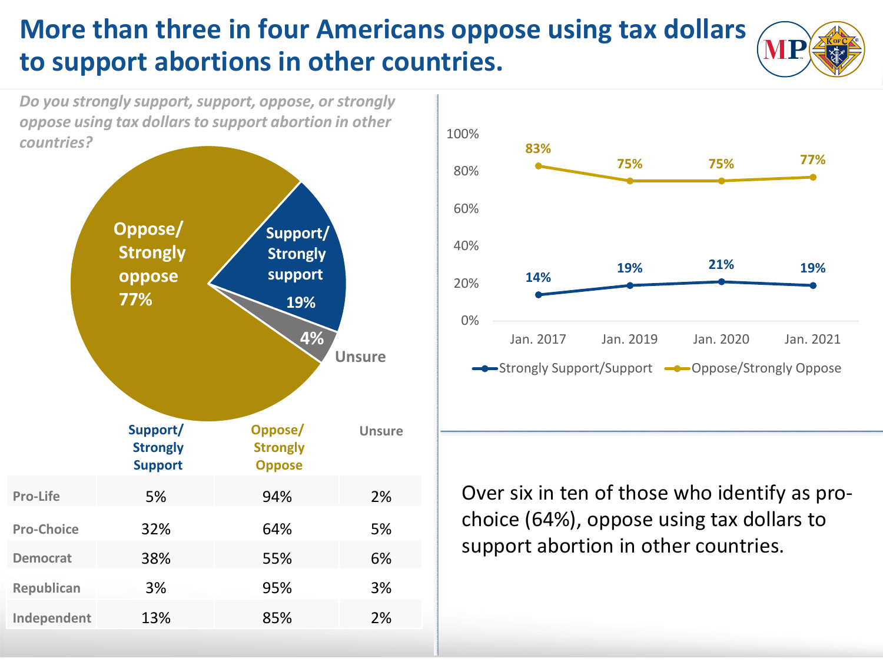# More than three in four Americans oppose using tax dollars to support abortions in other countries.

*Do you strongly support, support, oppose, or strongly oppose using tax dollars to support abortion in other countries?*

Oppose/ Strongly oppose 77%

Support/ Strongly support 19%

4% Unsure

| | Support/ Strongly Support | Oppose/ Strongly Oppose | Unsure |
|---|---|---|---|
| Pro-Life | 5% | 94% | 2% |
| Pro-Choice | 32% | 64% | 5% |
| Democrat | 38% | 55% | 6% |
| Republican | 3% | 95% | 3% |
| Independent | 13% | 85% | 2% |

100%
80%
60%
40%
20%
0%

83% 75% 75% 77%

14% 19% 21% 19%

Jan. 2017 Jan. 2019 Jan. 2020 Jan. 2021

Strongly Support/Support
Oppose/Strongly Oppose

Over six in ten of those who identify as pro-choice (64%), oppose using tax dollars to support abortion in other countries.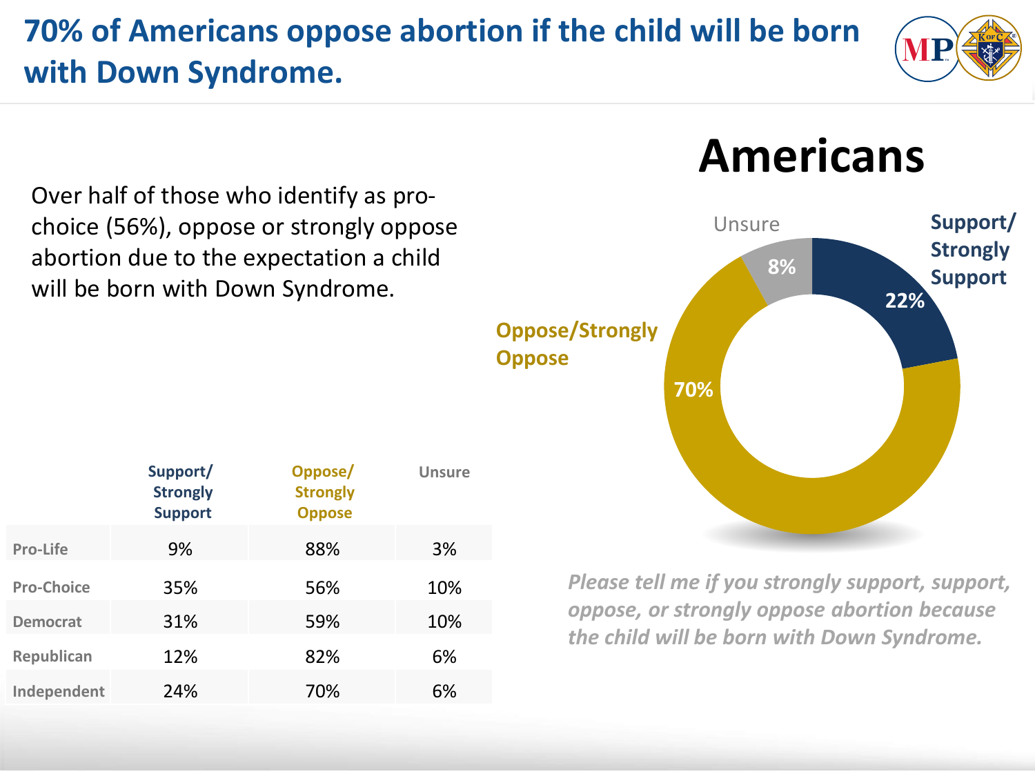# 70% of Americans oppose abortion if the child will be born with Down Syndrome.

Over half of those who identify as pro-choice (56%), oppose or strongly oppose abortion due to the expectation a child will be born with Down Syndrome.

| | Support/ Strongly Support | Oppose/ Strongly Oppose | Unsure |
|---|---|---|---|
| Pro-Life | 9% | 88% | 3% |
| Pro-Choice | 35% | 56% | 10% |
| Democrat | 31% | 59% | 10% |
| Republican | 12% | 82% | 6% |
| Independent | 24% | 70% | 6% |

## Americans

Unsure
8%
Support/ Strongly Support
22%
Oppose/Strongly Oppose
70%

*Please tell me if you strongly support, support, oppose, or strongly oppose abortion because the child will be born with Down Syndrome.*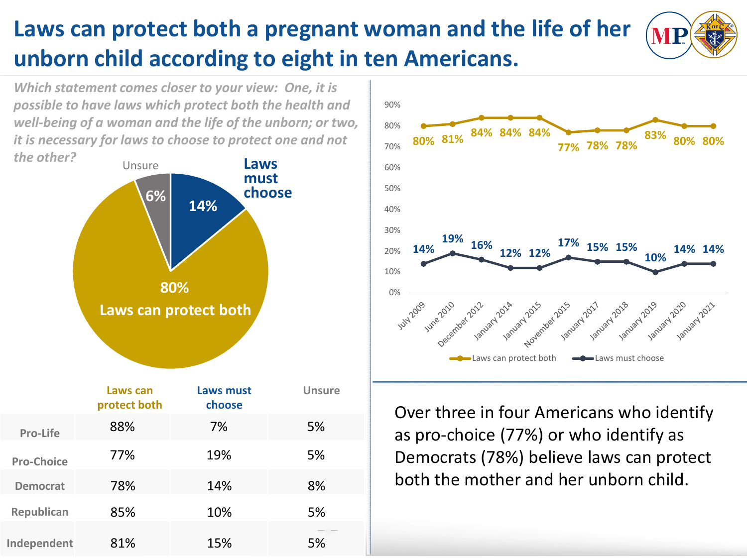# Laws can protect both a pregnant woman and the life of her unborn child according to eight in ten Americans.

*Which statement comes closer to your view: One, it is possible to have laws which protect both the health and well-being of a woman and the life of the unborn; or two, it is necessary for laws to choose to protect one and not the other?*

Unsure
6%
14%
Laws must choose
80%
Laws can protect both

| | Laws can protect both | Laws must choose | Unsure |
|---|---|---|---|
| Pro-Life | 88% | 7% | 5% |
| Pro-Choice | 77% | 19% | 5% |
| Democrat | 78% | 14% | 8% |
| Republican | 85% | 10% | 5% |
| Independent | 81% | 15% | 5% |

90%
80%
70%
60%
50%
40%
30%
20%
10%
0%

80% 81% 84% 84% 84% 77% 78% 78% 83% 80% 80%

14% 19% 16% 12% 12% 17% 15% 15% 10% 14% 14%

July 2009, June 2010, December 2012, January 2014, January 2015, November 2015, January 2017, January 2018, January 2019, January 2020, January 2021

Laws can protect both
Laws must choose

Over three in four Americans who identify as pro-choice (77%) or who identify as Democrats (78%) believe laws can protect both the mother and her unborn child.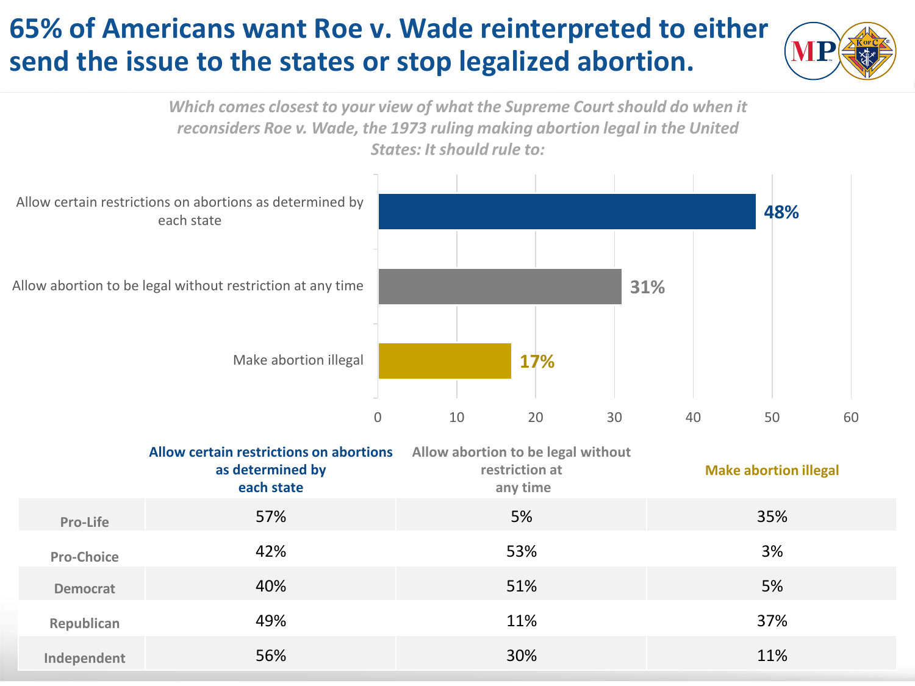# 65% of Americans want Roe v. Wade reinterpreted to either send the issue to the states or stop legalized abortion.

*Which comes closest to your view of what the Supreme Court should do when it reconsiders Roe v. Wade, the 1973 ruling making abortion legal in the United States: It should rule to:*

Allow certain restrictions on abortions as determined by each state 48%

Allow abortion to be legal without restriction at any time 31%

Make abortion illegal 17%

0 10 20 30 40 50 60

| | Allow certain restrictions on abortions as determined by each state | Allow abortion to be legal without restriction at any time | Make abortion illegal |
|---|---|---|---|
| Pro-Life | 57% | 5% | 35% |
| Pro-Choice | 42% | 53% | 3% |
| Democrat | 40% | 51% | 5% |
| Republican | 49% | 11% | 37% |
| Independent | 56% | 30% | 11% |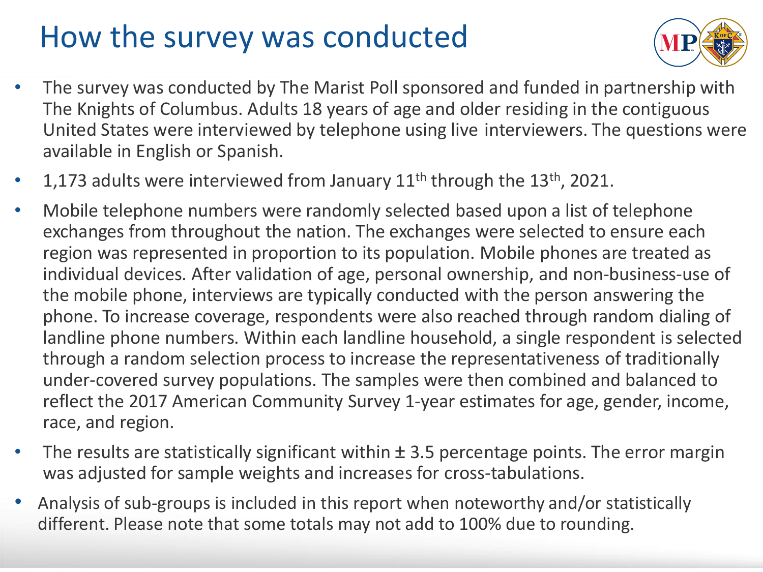# How the survey was conducted

- The survey was conducted by The Marist Poll sponsored and funded in partnership with The Knights of Columbus. Adults 18 years of age and older residing in the contiguous United States were interviewed by telephone using live interviewers. The questions were available in English or Spanish.
- 1,173 adults were interviewed from January 11th through the 13th, 2021.
- Mobile telephone numbers were randomly selected based upon a list of telephone exchanges from throughout the nation. The exchanges were selected to ensure each region was represented in proportion to its population. Mobile phones are treated as individual devices. After validation of age, personal ownership, and non-business-use of the mobile phone, interviews are typically conducted with the person answering the phone. To increase coverage, respondents were also reached through random dialing of landline phone numbers. Within each landline household, a single respondent is selected through a random selection process to increase the representativeness of traditionally under-covered survey populations. The samples were then combined and balanced to reflect the 2017 American Community Survey 1-year estimates for age, gender, income, race, and region.
- The results are statistically significant within ± 3.5 percentage points. The error margin was adjusted for sample weights and increases for cross-tabulations.
- Analysis of sub-groups is included in this report when noteworthy and/or statistically different. Please note that some totals may not add to 100% due to rounding.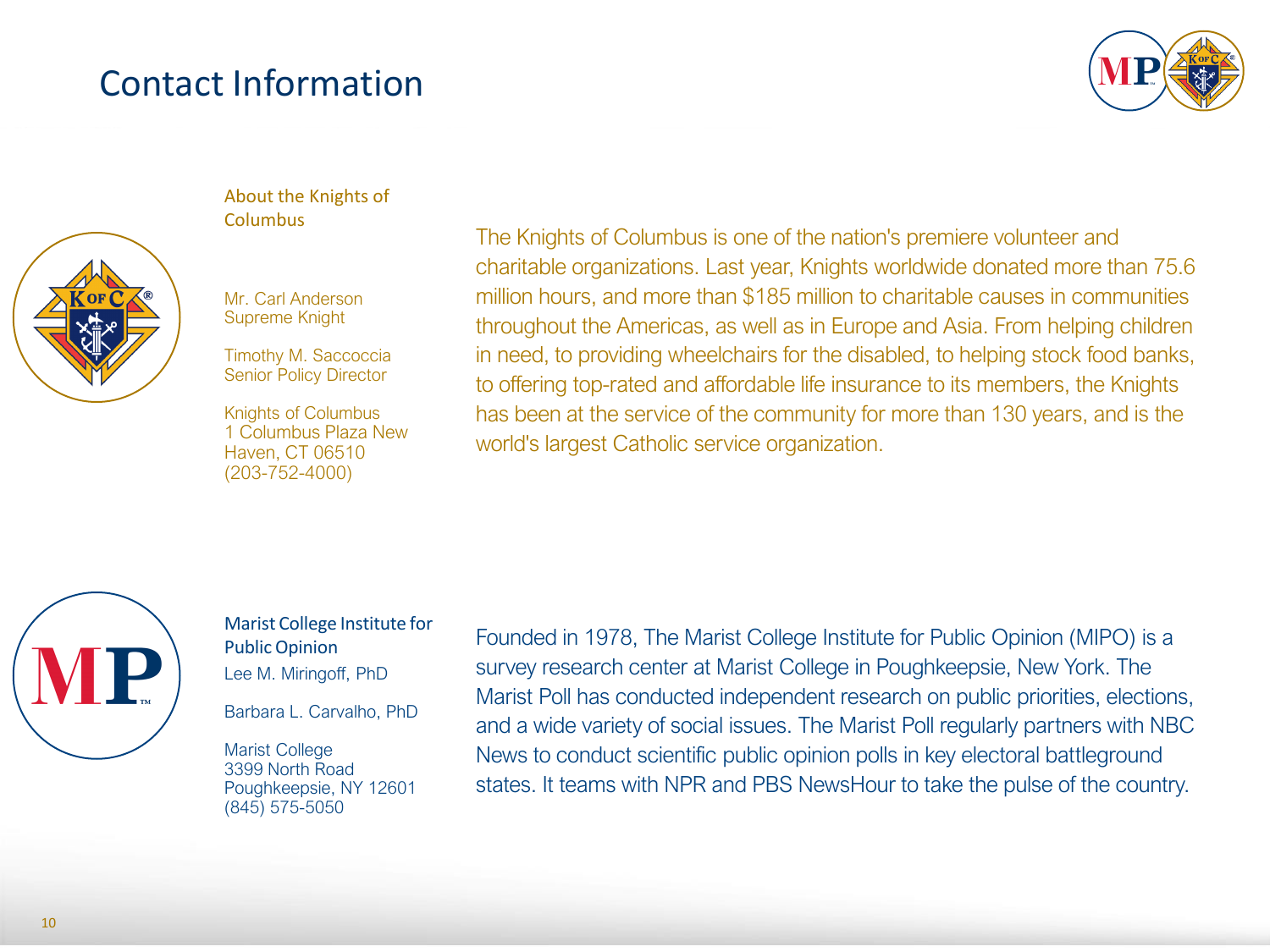# Contact Information

## About the Knights of Columbus

Mr. Carl Anderson
Supreme Knight

Timothy M. Saccoccia
Senior Policy Director

Knights of Columbus
1 Columbus Plaza New Haven, CT 06510
(203-752-4000)

The Knights of Columbus is one of the nation's premiere volunteer and charitable organizations. Last year, Knights worldwide donated more than 75.6 million hours, and more than $185 million to charitable causes in communities throughout the Americas, as well as in Europe and Asia. From helping children in need, to providing wheelchairs for the disabled, to helping stock food banks, to offering top-rated and affordable life insurance to its members, the Knights has been at the service of the community for more than 130 years, and is the world's largest Catholic service organization.

## Marist College Institute for Public Opinion

Lee M. Miringoff, PhD

Barbara L. Carvalho, PhD

Marist College
3399 North Road
Poughkeepsie, NY 12601
(845) 575-5050

Founded in 1978, The Marist College Institute for Public Opinion (MIPO) is a survey research center at Marist College in Poughkeepsie, New York. The Marist Poll has conducted independent research on public priorities, elections, and a wide variety of social issues. The Marist Poll regularly partners with NBC News to conduct scientific public opinion polls in key electoral battleground states. It teams with NPR and PBS NewsHour to take the pulse of the country.